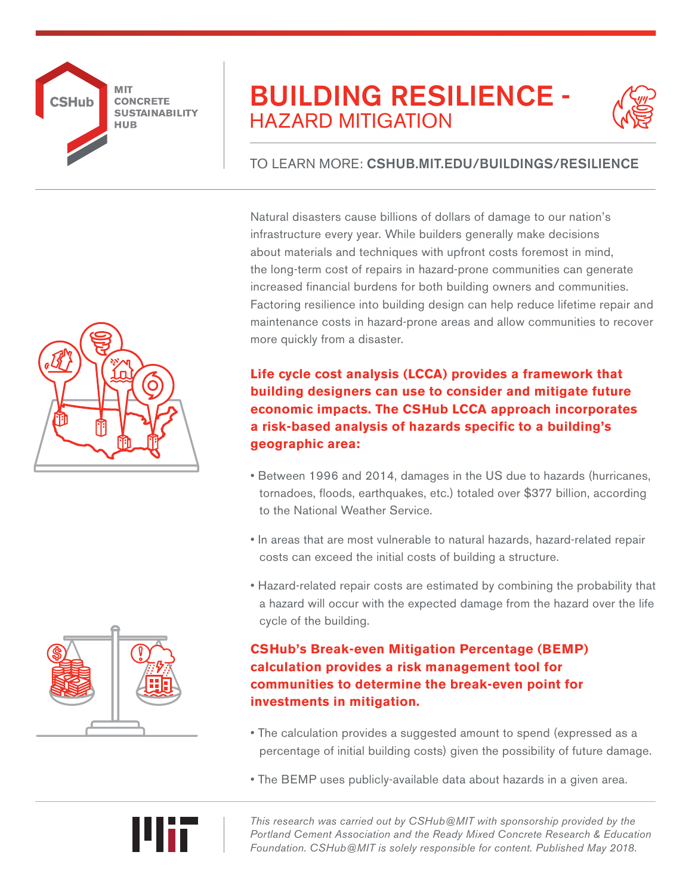MIT CONCRETE SUSTAINABILITY HUB

# BUILDING RESILIENCE - HAZARD MITIGATION

TO LEARN MORE: **CSHUB.MIT.EDU/BUILDINGS/RESILIENCE**

Natural disasters cause billions of dollars of damage to our nation's infrastructure every year. While builders generally make decisions about materials and techniques with upfront costs foremost in mind, the long-term cost of repairs in hazard-prone communities can generate increased financial burdens for both building owners and communities. Factoring resilience into building design can help reduce lifetime repair and maintenance costs in hazard-prone areas and allow communities to recover more quickly from a disaster.

**Life cycle cost analysis (LCCA) provides a framework that building designers can use to consider and mitigate future economic impacts. The CSHub LCCA approach incorporates a risk-based analysis of hazards specific to a building's geographic area:**

- Between 1996 and 2014, damages in the US due to hazards (hurricanes, tornadoes, floods, earthquakes, etc.) totaled over $377 billion, according to the National Weather Service.
- In areas that are most vulnerable to natural hazards, hazard-related repair costs can exceed the initial costs of building a structure.
- Hazard-related repair costs are estimated by combining the probability that a hazard will occur with the expected damage from the hazard over the life cycle of the building.

**CSHub's Break-even Mitigation Percentage (BEMP) calculation provides a risk management tool for communities to determine the break-even point for investments in mitigation.**

- The calculation provides a suggested amount to spend (expressed as a percentage of initial building costs) given the possibility of future damage.
- The BEMP uses publicly-available data about hazards in a given area.

*This research was carried out by CSHub@MIT with sponsorship provided by the Portland Cement Association and the Ready Mixed Concrete Research & Education Foundation. CSHub@MIT is solely responsible for content. Published May 2018.*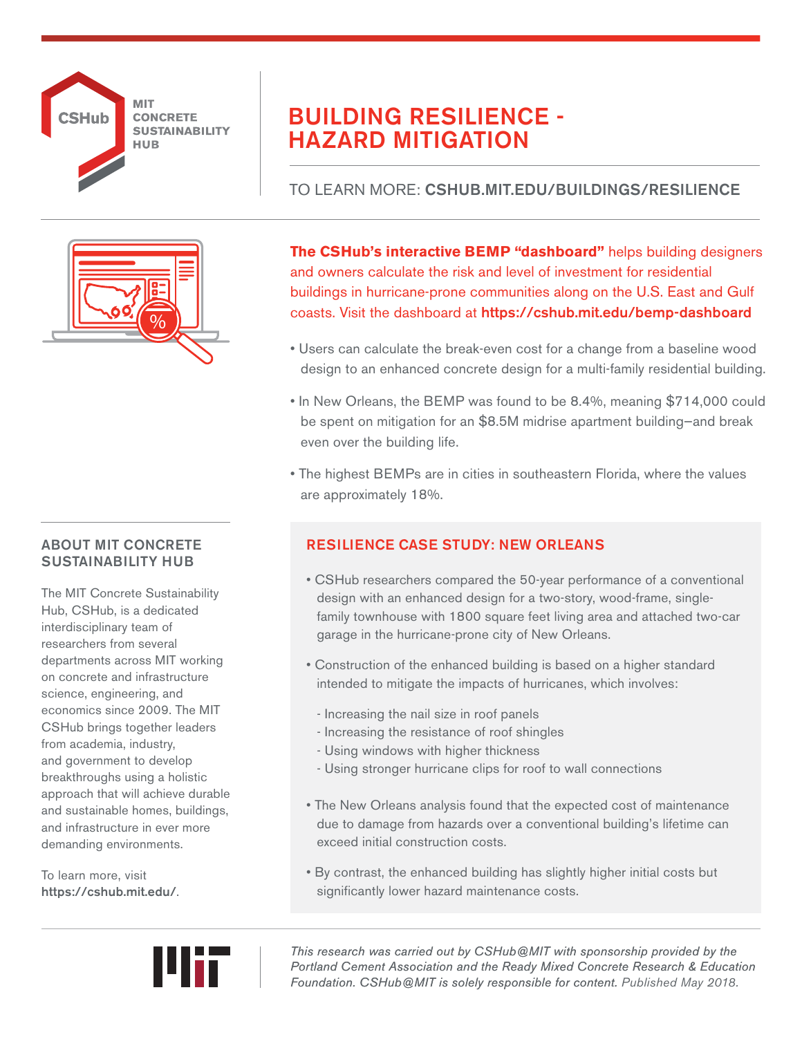MIT CONCRETE SUSTAINABILITY HUB

# BUILDING RESILIENCE - HAZARD MITIGATION

TO LEARN MORE: **CSHUB.MIT.EDU/BUILDINGS/RESILIENCE**

**The CSHub's interactive BEMP "dashboard"** helps building designers and owners calculate the risk and level of investment for residential buildings in hurricane-prone communities along on the U.S. East and Gulf coasts. Visit the dashboard at **https://cshub.mit.edu/bemp-dashboard**

- Users can calculate the break-even cost for a change from a baseline wood design to an enhanced concrete design for a multi-family residential building.
- In New Orleans, the BEMP was found to be 8.4%, meaning $714,000 could be spent on mitigation for an $8.5M midrise apartment building–and break even over the building life.
- The highest BEMPs are in cities in southeastern Florida, where the values are approximately 18%.

## RESILIENCE CASE STUDY: NEW ORLEANS

- CSHub researchers compared the 50-year performance of a conventional design with an enhanced design for a two-story, wood-frame, single-family townhouse with 1800 square feet living area and attached two-car garage in the hurricane-prone city of New Orleans.
- Construction of the enhanced building is based on a higher standard intended to mitigate the impacts of hurricanes, which involves:
  - Increasing the nail size in roof panels
  - Increasing the resistance of roof shingles
  - Using windows with higher thickness
  - Using stronger hurricane clips for roof to wall connections
- The New Orleans analysis found that the expected cost of maintenance due to damage from hazards over a conventional building's lifetime can exceed initial construction costs.
- By contrast, the enhanced building has slightly higher initial costs but significantly lower hazard maintenance costs.

## ABOUT MIT CONCRETE SUSTAINABILITY HUB

The MIT Concrete Sustainability Hub, CSHub, is a dedicated interdisciplinary team of researchers from several departments across MIT working on concrete and infrastructure science, engineering, and economics since 2009. The MIT CSHub brings together leaders from academia, industry, and government to develop breakthroughs using a holistic approach that will achieve durable and sustainable homes, buildings, and infrastructure in ever more demanding environments.

To learn more, visit **https://cshub.mit.edu/**.

*This research was carried out by CSHub@MIT with sponsorship provided by the Portland Cement Association and the Ready Mixed Concrete Research & Education Foundation. CSHub@MIT is solely responsible for content.* Published May 2018.